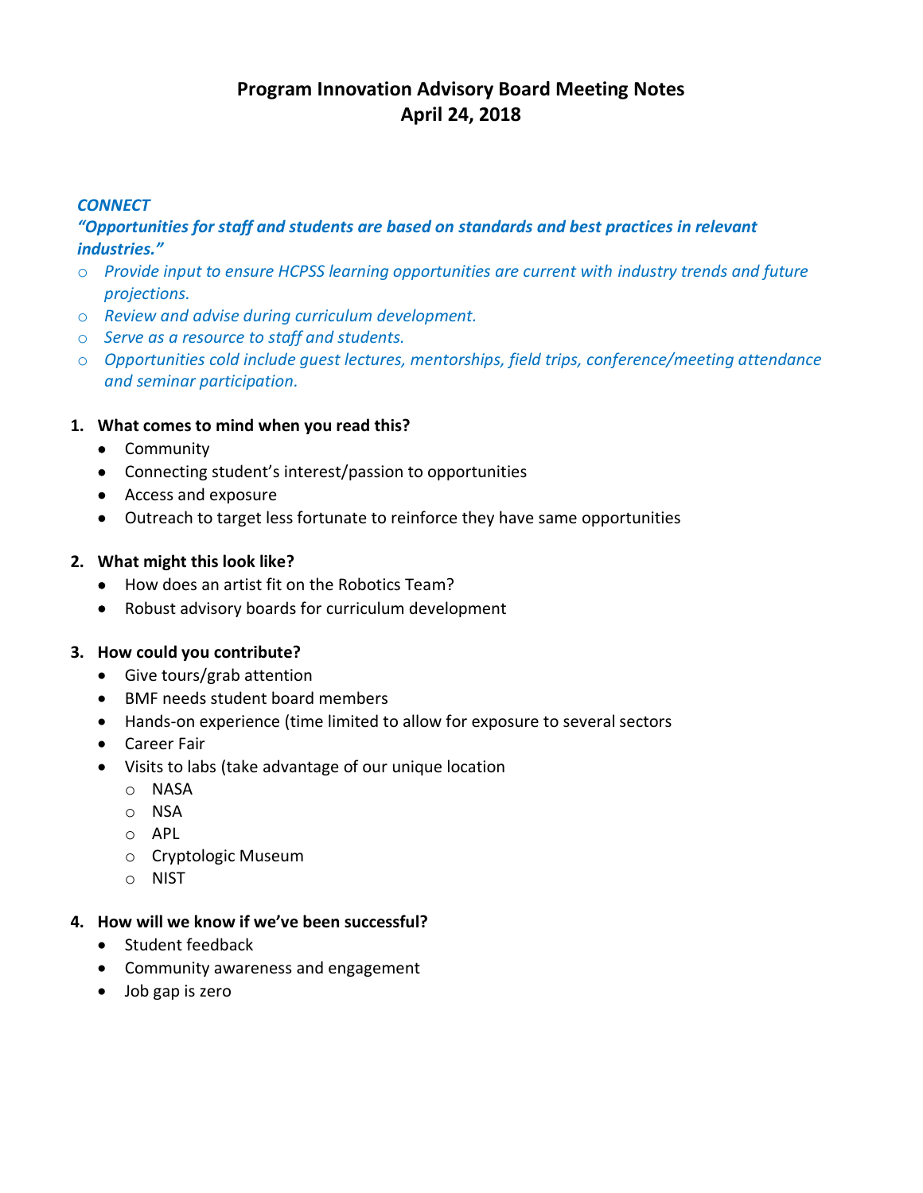# Program Innovation Advisory Board Meeting Notes
## April 24, 2018

***CONNECT***

***"Opportunities for staff and students are based on standards and best practices in relevant industries."***

- *Provide input to ensure HCPSS learning opportunities are current with industry trends and future projections.*
- *Review and advise during curriculum development.*
- *Serve as a resource to staff and students.*
- *Opportunities cold include guest lectures, mentorships, field trips, conference/meeting attendance and seminar participation.*

1. **What comes to mind when you read this?**
   - Community
   - Connecting student's interest/passion to opportunities
   - Access and exposure
   - Outreach to target less fortunate to reinforce they have same opportunities

2. **What might this look like?**
   - How does an artist fit on the Robotics Team?
   - Robust advisory boards for curriculum development

3. **How could you contribute?**
   - Give tours/grab attention
   - BMF needs student board members
   - Hands-on experience (time limited to allow for exposure to several sectors
   - Career Fair
   - Visits to labs (take advantage of our unique location
     - NASA
     - NSA
     - APL
     - Cryptologic Museum
     - NIST

4. **How will we know if we've been successful?**
   - Student feedback
   - Community awareness and engagement
   - Job gap is zero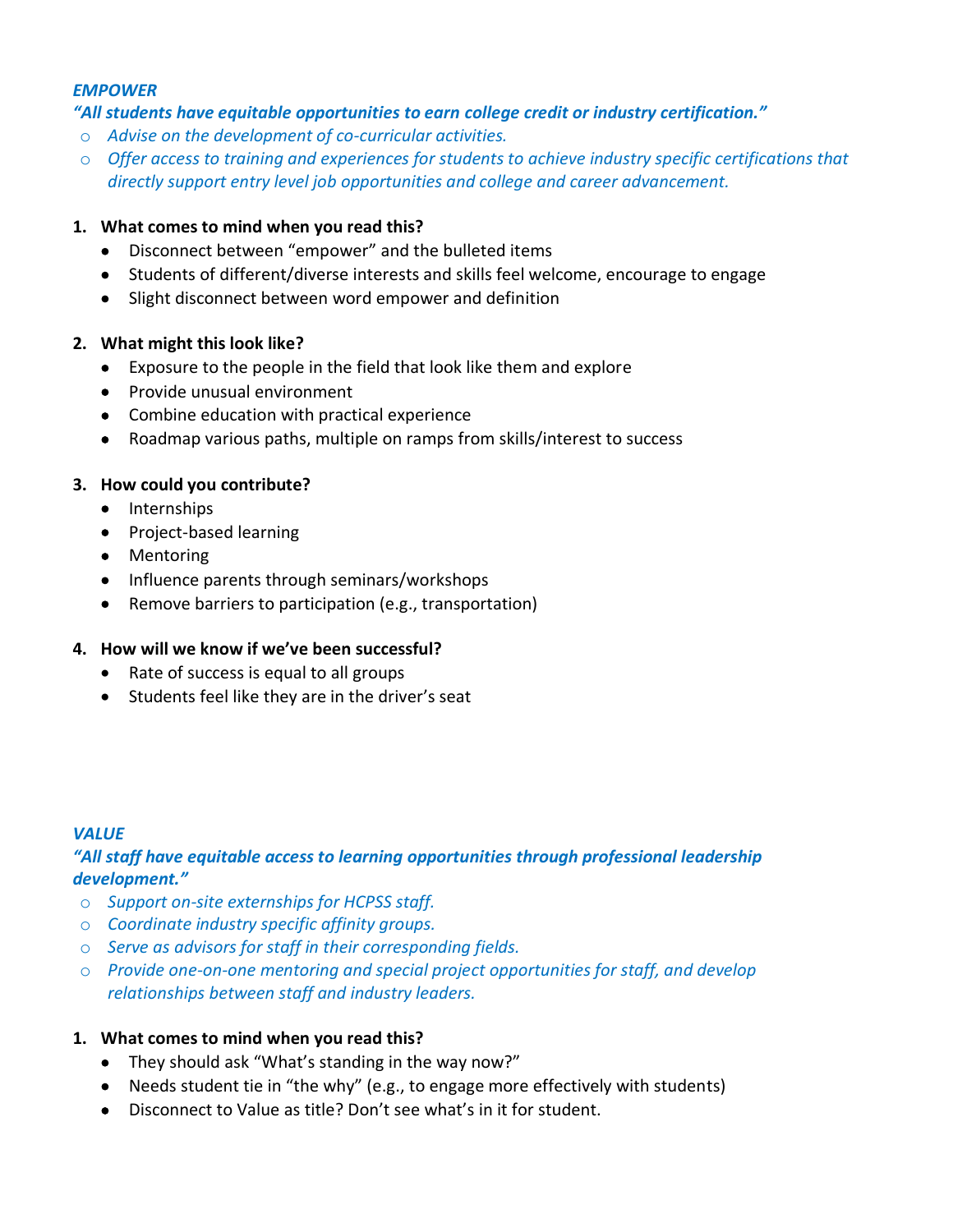***EMPOWER***

***"All students have equitable opportunities to earn college credit or industry certification."***

- *Advise on the development of co-curricular activities.*
- *Offer access to training and experiences for students to achieve industry specific certifications that directly support entry level job opportunities and college and career advancement.*

1. **What comes to mind when you read this?**
   - Disconnect between "empower" and the bulleted items
   - Students of different/diverse interests and skills feel welcome, encourage to engage
   - Slight disconnect between word empower and definition

2. **What might this look like?**
   - Exposure to the people in the field that look like them and explore
   - Provide unusual environment
   - Combine education with practical experience
   - Roadmap various paths, multiple on ramps from skills/interest to success

3. **How could you contribute?**
   - Internships
   - Project-based learning
   - Mentoring
   - Influence parents through seminars/workshops
   - Remove barriers to participation (e.g., transportation)

4. **How will we know if we've been successful?**
   - Rate of success is equal to all groups
   - Students feel like they are in the driver's seat

***VALUE***

***"All staff have equitable access to learning opportunities through professional leadership development."***

- *Support on-site externships for HCPSS staff.*
- *Coordinate industry specific affinity groups.*
- *Serve as advisors for staff in their corresponding fields.*
- *Provide one-on-one mentoring and special project opportunities for staff, and develop relationships between staff and industry leaders.*

1. **What comes to mind when you read this?**
   - They should ask "What's standing in the way now?"
   - Needs student tie in "the why" (e.g., to engage more effectively with students)
   - Disconnect to Value as title? Don't see what's in it for student.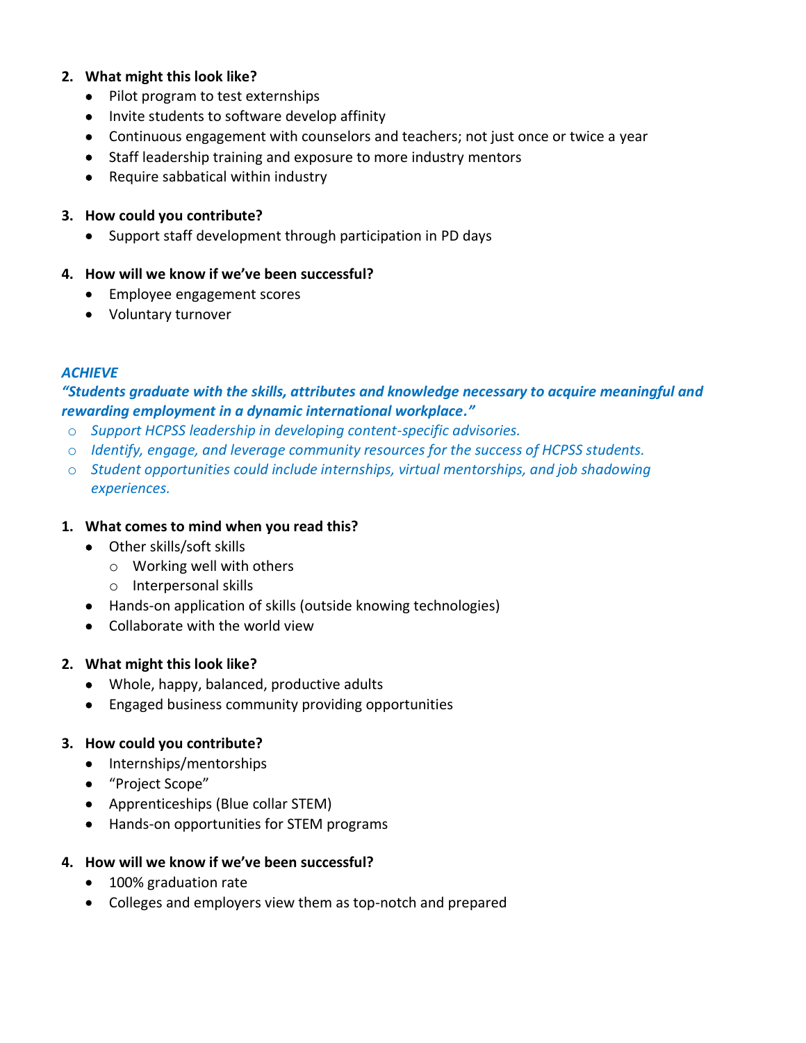2. **What might this look like?**
   - Pilot program to test externships
   - Invite students to software develop affinity
   - Continuous engagement with counselors and teachers; not just once or twice a year
   - Staff leadership training and exposure to more industry mentors
   - Require sabbatical within industry

3. **How could you contribute?**
   - Support staff development through participation in PD days

4. **How will we know if we've been successful?**
   - Employee engagement scores
   - Voluntary turnover

***ACHIEVE***

***"Students graduate with the skills, attributes and knowledge necessary to acquire meaningful and rewarding employment in a dynamic international workplace."***

- *Support HCPSS leadership in developing content-specific advisories.*
- *Identify, engage, and leverage community resources for the success of HCPSS students.*
- *Student opportunities could include internships, virtual mentorships, and job shadowing experiences.*

1. **What comes to mind when you read this?**
   - Other skills/soft skills
     - Working well with others
     - Interpersonal skills
   - Hands-on application of skills (outside knowing technologies)
   - Collaborate with the world view

2. **What might this look like?**
   - Whole, happy, balanced, productive adults
   - Engaged business community providing opportunities

3. **How could you contribute?**
   - Internships/mentorships
   - "Project Scope"
   - Apprenticeships (Blue collar STEM)
   - Hands-on opportunities for STEM programs

4. **How will we know if we've been successful?**
   - 100% graduation rate
   - Colleges and employers view them as top-notch and prepared